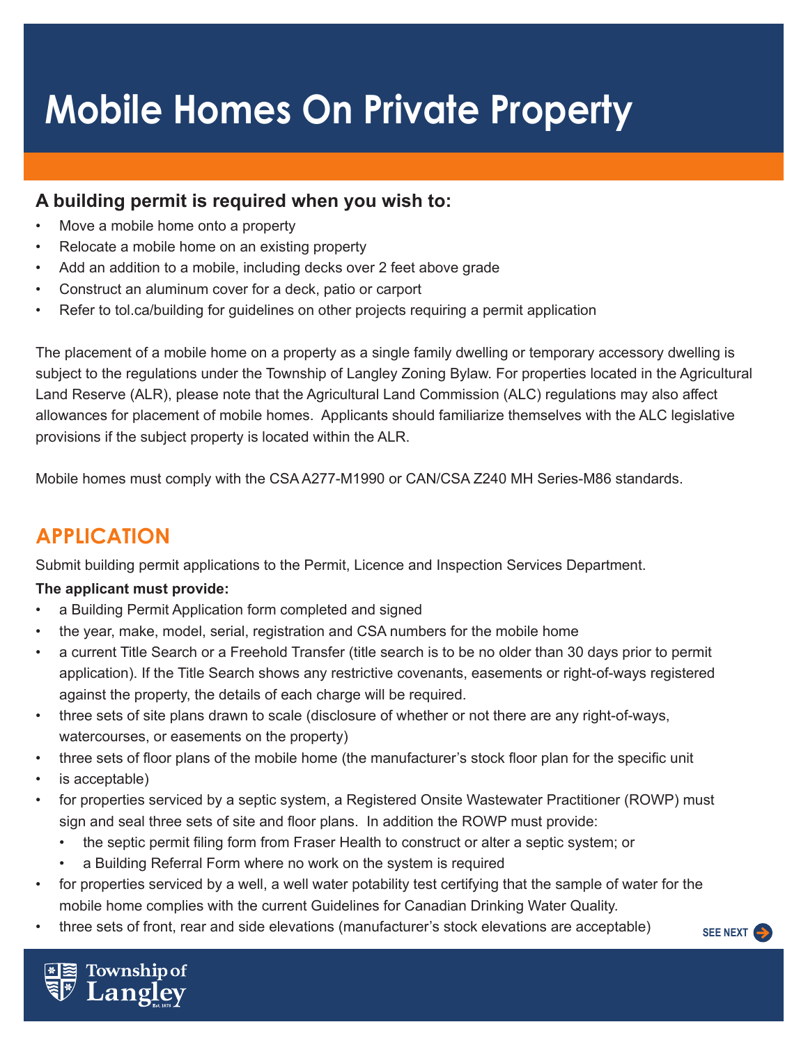# Mobile Homes On Private Property

### A building permit is required when you wish to:

- Move a mobile home onto a property
- Relocate a mobile home on an existing property
- Add an addition to a mobile, including decks over 2 feet above grade
- Construct an aluminum cover for a deck, patio or carport
- Refer to tol.ca/building for guidelines on other projects requiring a permit application

The placement of a mobile home on a property as a single family dwelling or temporary accessory dwelling is subject to the regulations under the Township of Langley Zoning Bylaw. For properties located in the Agricultural Land Reserve (ALR), please note that the Agricultural Land Commission (ALC) regulations may also affect allowances for placement of mobile homes. Applicants should familiarize themselves with the ALC legislative provisions if the subject property is located within the ALR.

Mobile homes must comply with the CSA A277-M1990 or CAN/CSA Z240 MH Series-M86 standards.

## APPLICATION

Submit building permit applications to the Permit, Licence and Inspection Services Department.

**The applicant must provide:**

- a Building Permit Application form completed and signed
- the year, make, model, serial, registration and CSA numbers for the mobile home
- a current Title Search or a Freehold Transfer (title search is to be no older than 30 days prior to permit application). If the Title Search shows any restrictive covenants, easements or right-of-ways registered against the property, the details of each charge will be required.
- three sets of site plans drawn to scale (disclosure of whether or not there are any right-of-ways, watercourses, or easements on the property)
- three sets of floor plans of the mobile home (the manufacturer's stock floor plan for the specific unit
- is acceptable)
- for properties serviced by a septic system, a Registered Onsite Wastewater Practitioner (ROWP) must sign and seal three sets of site and floor plans. In addition the ROWP must provide:
  - the septic permit filing form from Fraser Health to construct or alter a septic system; or
  - a Building Referral Form where no work on the system is required
- for properties serviced by a well, a well water potability test certifying that the sample of water for the mobile home complies with the current Guidelines for Canadian Drinking Water Quality.
- three sets of front, rear and side elevations (manufacturer's stock elevations are acceptable)

SEE NEXT

Township of Langley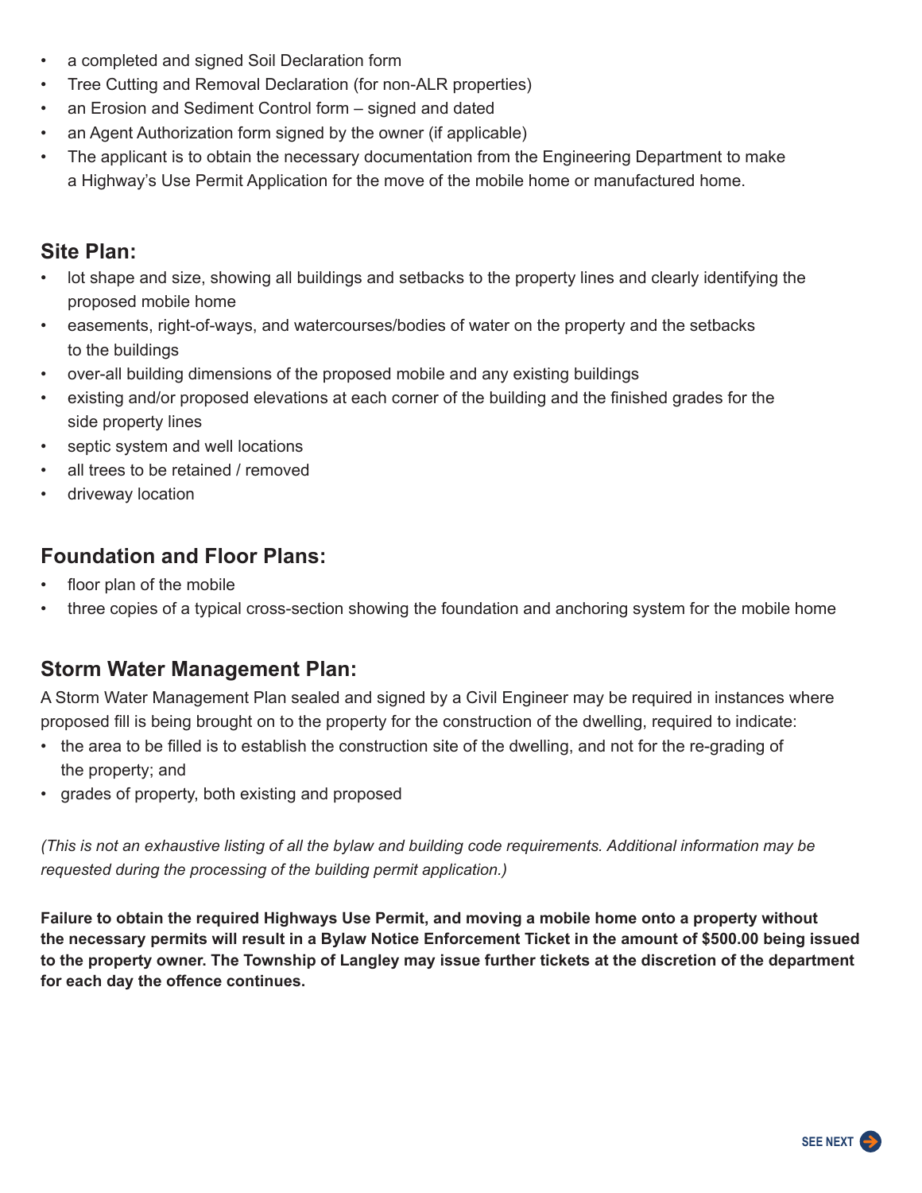- a completed and signed Soil Declaration form
- Tree Cutting and Removal Declaration (for non-ALR properties)
- an Erosion and Sediment Control form – signed and dated
- an Agent Authorization form signed by the owner (if applicable)
- The applicant is to obtain the necessary documentation from the Engineering Department to make a Highway's Use Permit Application for the move of the mobile home or manufactured home.

## Site Plan:

- lot shape and size, showing all buildings and setbacks to the property lines and clearly identifying the proposed mobile home
- easements, right-of-ways, and watercourses/bodies of water on the property and the setbacks to the buildings
- over-all building dimensions of the proposed mobile and any existing buildings
- existing and/or proposed elevations at each corner of the building and the finished grades for the side property lines
- septic system and well locations
- all trees to be retained / removed
- driveway location

## Foundation and Floor Plans:

- floor plan of the mobile
- three copies of a typical cross-section showing the foundation and anchoring system for the mobile home

## Storm Water Management Plan:

A Storm Water Management Plan sealed and signed by a Civil Engineer may be required in instances where proposed fill is being brought on to the property for the construction of the dwelling, required to indicate:

- the area to be filled is to establish the construction site of the dwelling, and not for the re-grading of the property; and
- grades of property, both existing and proposed

*(This is not an exhaustive listing of all the bylaw and building code requirements. Additional information may be requested during the processing of the building permit application.)*

**Failure to obtain the required Highways Use Permit, and moving a mobile home onto a property without the necessary permits will result in a Bylaw Notice Enforcement Ticket in the amount of $500.00 being issued to the property owner. The Township of Langley may issue further tickets at the discretion of the department for each day the offence continues.**

SEE NEXT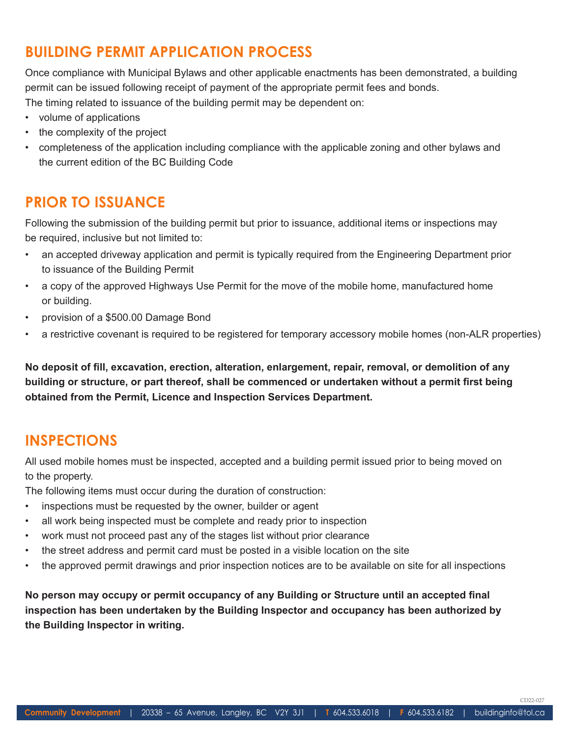## BUILDING PERMIT APPLICATION PROCESS

Once compliance with Municipal Bylaws and other applicable enactments has been demonstrated, a building permit can be issued following receipt of payment of the appropriate permit fees and bonds.

The timing related to issuance of the building permit may be dependent on:

- volume of applications
- the complexity of the project
- completeness of the application including compliance with the applicable zoning and other bylaws and the current edition of the BC Building Code

## PRIOR TO ISSUANCE

Following the submission of the building permit but prior to issuance, additional items or inspections may be required, inclusive but not limited to:

- an accepted driveway application and permit is typically required from the Engineering Department prior to issuance of the Building Permit
- a copy of the approved Highways Use Permit for the move of the mobile home, manufactured home or building.
- provision of a $500.00 Damage Bond
- a restrictive covenant is required to be registered for temporary accessory mobile homes (non-ALR properties)

**No deposit of fill, excavation, erection, alteration, enlargement, repair, removal, or demolition of any building or structure, or part thereof, shall be commenced or undertaken without a permit first being obtained from the Permit, Licence and Inspection Services Department.**

## INSPECTIONS

All used mobile homes must be inspected, accepted and a building permit issued prior to being moved on to the property.

The following items must occur during the duration of construction:

- inspections must be requested by the owner, builder or agent
- all work being inspected must be complete and ready prior to inspection
- work must not proceed past any of the stages list without prior clearance
- the street address and permit card must be posted in a visible location on the site
- the approved permit drawings and prior inspection notices are to be available on site for all inspections

**No person may occupy or permit occupancy of any Building or Structure until an accepted final inspection has been undertaken by the Building Inspector and occupancy has been authorized by the Building Inspector in writing.**

CD22-027

Community Development | 20338 – 65 Avenue, Langley, BC V2Y 3J1 | T 604.533.6018 | F 604.533.6182 | buildinginfo@tol.ca